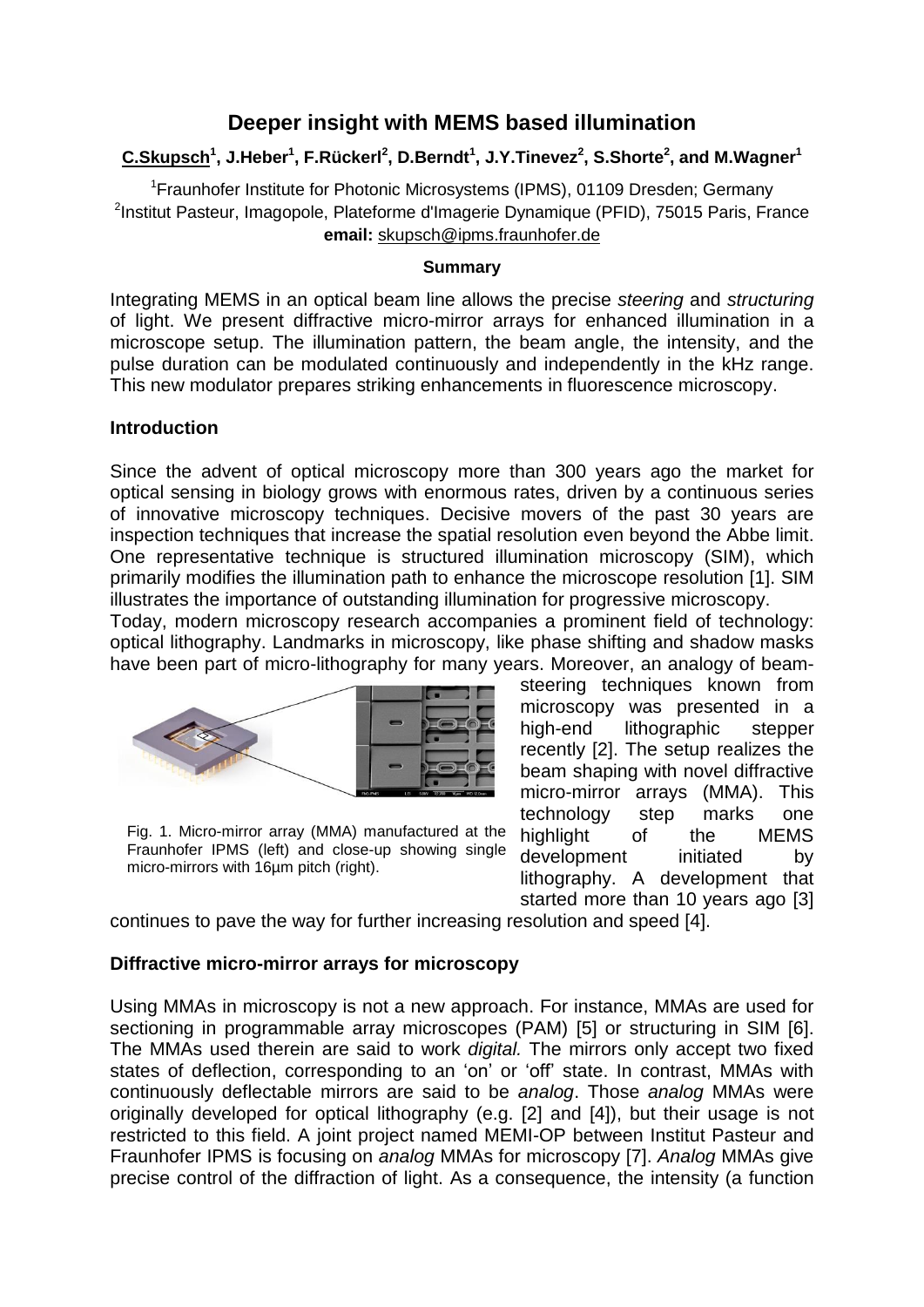# Deeper insight with MEMS based illumination

**C.Skupsch[1], J.Heber[1], F.Rückerl[2], D.Berndt[1], J.Y.Tinevez[2], S.Shorte[2], and M.Wagner[1]**

[1]Fraunhofer Institute for Photonic Microsystems (IPMS), 01109 Dresden; Germany
[2]Institut Pasteur, Imagopole, Plateforme d'Imagerie Dynamique (PFID), 75015 Paris, France
**email:** skupsch@ipms.fraunhofer.de

**Summary**

Integrating MEMS in an optical beam line allows the precise *steering* and *structuring* of light. We present diffractive micro-mirror arrays for enhanced illumination in a microscope setup. The illumination pattern, the beam angle, the intensity, and the pulse duration can be modulated continuously and independently in the kHz range. This new modulator prepares striking enhancements in fluorescence microscopy.

## Introduction

Since the advent of optical microscopy more than 300 years ago the market for optical sensing in biology grows with enormous rates, driven by a continuous series of innovative microscopy techniques. Decisive movers of the past 30 years are inspection techniques that increase the spatial resolution even beyond the Abbe limit. One representative technique is structured illumination microscopy (SIM), which primarily modifies the illumination path to enhance the microscope resolution [1]. SIM illustrates the importance of outstanding illumination for progressive microscopy.

Today, modern microscopy research accompanies a prominent field of technology: optical lithography. Landmarks in microscopy, like phase shifting and shadow masks have been part of micro-lithography for many years. Moreover, an analogy of beam-steering techniques known from microscopy was presented in a high-end lithographic stepper recently [2]. The setup realizes the beam shaping with novel diffractive micro-mirror arrays (MMA). This technology step marks one highlight of the MEMS development initiated by lithography. A development that started more than 10 years ago [3] continues to pave the way for further increasing resolution and speed [4].

Fig. 1. Micro-mirror array (MMA) manufactured at the Fraunhofer IPMS (left) and close-up showing single micro-mirrors with 16µm pitch (right).

## Diffractive micro-mirror arrays for microscopy

Using MMAs in microscopy is not a new approach. For instance, MMAs are used for sectioning in programmable array microscopes (PAM) [5] or structuring in SIM [6]. The MMAs used therein are said to work *digital.* The mirrors only accept two fixed states of deflection, corresponding to an 'on' or 'off' state. In contrast, MMAs with continuously deflectable mirrors are said to be *analog*. Those *analog* MMAs were originally developed for optical lithography (e.g. [2] and [4]), but their usage is not restricted to this field. A joint project named MEMI-OP between Institut Pasteur and Fraunhofer IPMS is focusing on *analog* MMAs for microscopy [7]. *Analog* MMAs give precise control of the diffraction of light. As a consequence, the intensity (a function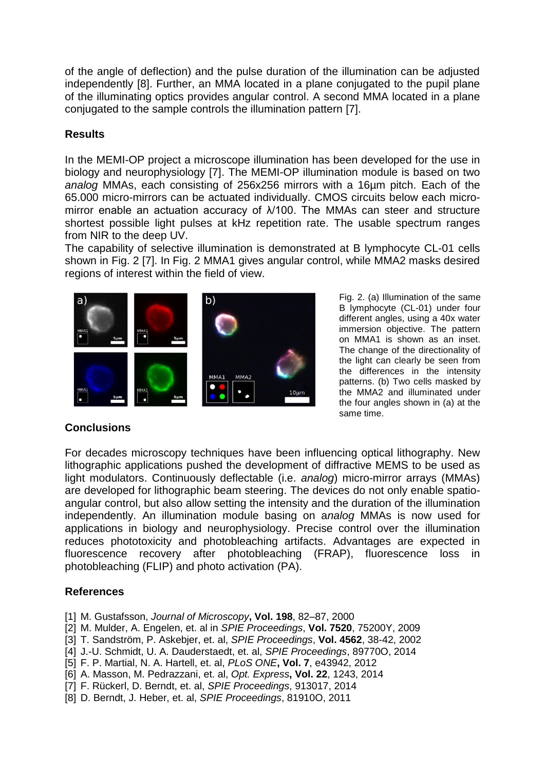of the angle of deflection) and the pulse duration of the illumination can be adjusted independently [8]. Further, an MMA located in a plane conjugated to the pupil plane of the illuminating optics provides angular control. A second MMA located in a plane conjugated to the sample controls the illumination pattern [7].

## Results

In the MEMI-OP project a microscope illumination has been developed for the use in biology and neurophysiology [7]. The MEMI-OP illumination module is based on two *analog* MMAs, each consisting of 256x256 mirrors with a 16µm pitch. Each of the 65.000 micro-mirrors can be actuated individually. CMOS circuits below each micro-mirror enable an actuation accuracy of $\lambda$/100. The MMAs can steer and structure shortest possible light pulses at kHz repetition rate. The usable spectrum ranges from NIR to the deep UV.

The capability of selective illumination is demonstrated at B lymphocyte CL-01 cells shown in Fig. 2 [7]. In Fig. 2 MMA1 gives angular control, while MMA2 masks desired regions of interest within the field of view.

a)
MMA1
5µm
b)
MMA1
MMA2
10µm

Fig. 2. (a) Illumination of the same B lymphocyte (CL-01) under four different angles, using a 40x water immersion objective. The pattern on MMA1 is shown as an inset. The change of the directionality of the light can clearly be seen from the differences in the intensity patterns. (b) Two cells masked by the MMA2 and illuminated under the four angles shown in (a) at the same time.

## Conclusions

For decades microscopy techniques have been influencing optical lithography. New lithographic applications pushed the development of diffractive MEMS to be used as light modulators. Continuously deflectable (i.e. *analog*) micro-mirror arrays (MMAs) are developed for lithographic beam steering. The devices do not only enable spatio-angular control, but also allow setting the intensity and the duration of the illumination independently. An illumination module basing on *analog* MMAs is now used for applications in biology and neurophysiology. Precise control over the illumination reduces phototoxicity and photobleaching artifacts. Advantages are expected in fluorescence recovery after photobleaching (FRAP), fluorescence loss in photobleaching (FLIP) and photo activation (PA).

## References

[1] M. Gustafsson, *Journal of Microscopy*, **Vol. 198**, 82–87, 2000
[2] M. Mulder, A. Engelen, et. al in *SPIE Proceedings*, **Vol. 7520**, 75200Y, 2009
[3] T. Sandström, P. Askebjer, et. al, *SPIE Proceedings*, **Vol. 4562**, 38-42, 2002
[4] J.-U. Schmidt, U. A. Dauderstaedt, et. al, *SPIE Proceedings*, 89770O, 2014
[5] F. P. Martial, N. A. Hartell, et. al, *PLoS ONE*, **Vol. 7**, e43942, 2012
[6] A. Masson, M. Pedrazzani, et. al, *Opt. Express*, **Vol. 22**, 1243, 2014
[7] F. Rückerl, D. Berndt, et. al, *SPIE Proceedings*, 913017, 2014
[8] D. Berndt, J. Heber, et. al, *SPIE Proceedings*, 81910O, 2011